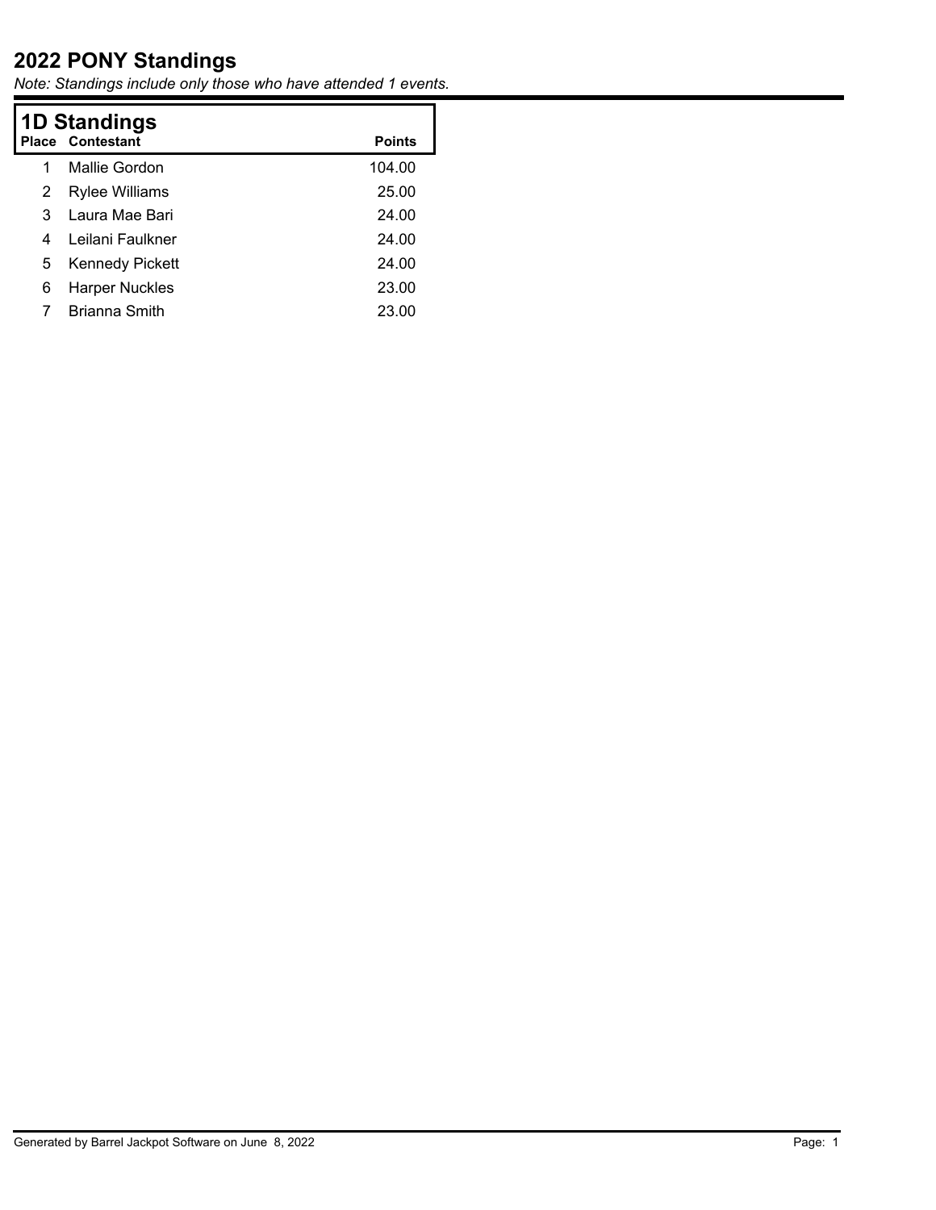# 2022 PONY Standings

*Note: Standings include only those who have attended 1 events.*

## 1D Standings

| Place | Contestant | Points |
|---|---|---|
| 1 | Mallie Gordon | 104.00 |
| 2 | Rylee Williams | 25.00 |
| 3 | Laura Mae Bari | 24.00 |
| 4 | Leilani Faulkner | 24.00 |
| 5 | Kennedy Pickett | 24.00 |
| 6 | Harper Nuckles | 23.00 |
| 7 | Brianna Smith | 23.00 |

Generated by Barrel Jackpot Software on June 8, 2022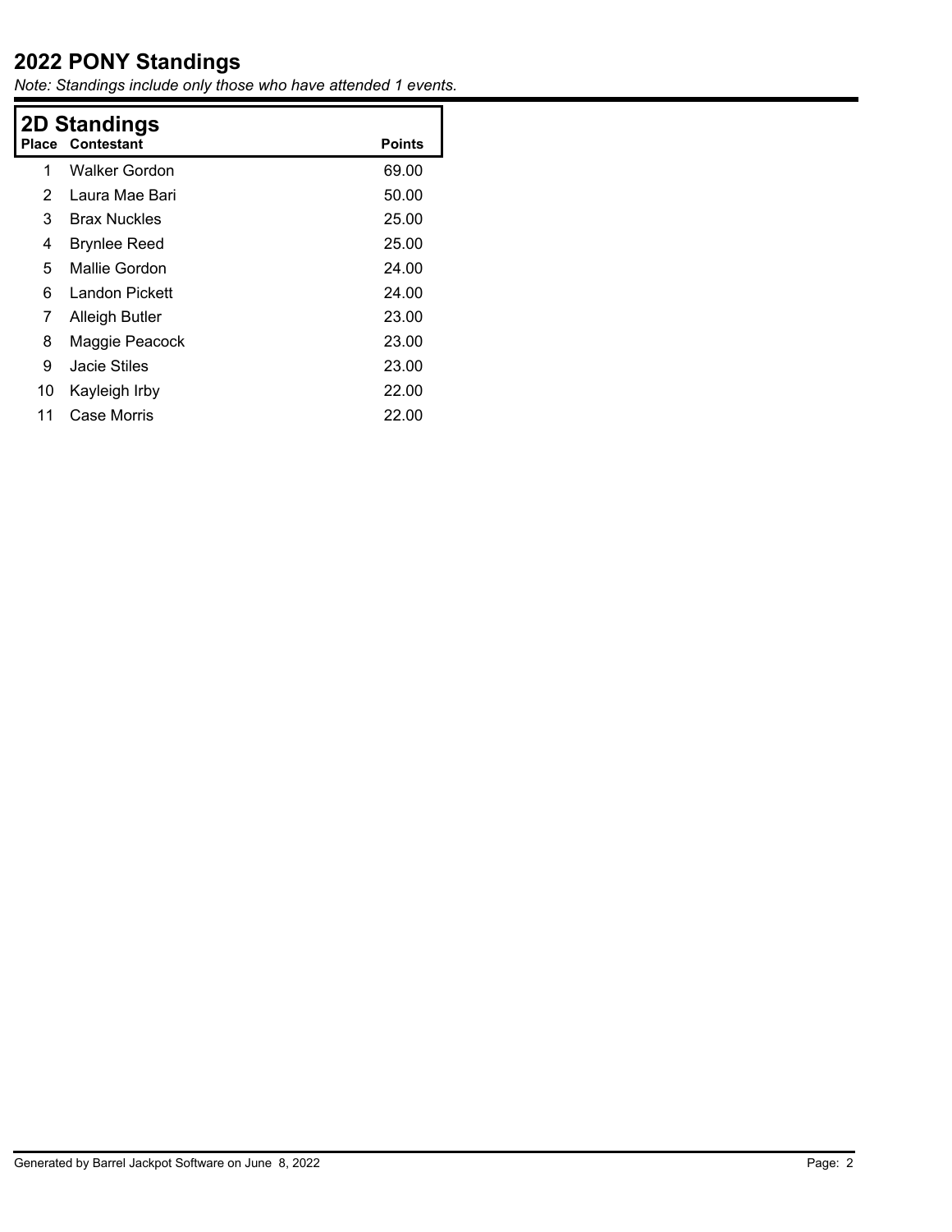# 2022 PONY Standings

*Note: Standings include only those who have attended 1 events.*

## 2D Standings

| Place | Contestant | Points |
|---|---|---|
| 1 | Walker Gordon | 69.00 |
| 2 | Laura Mae Bari | 50.00 |
| 3 | Brax Nuckles | 25.00 |
| 4 | Brynlee Reed | 25.00 |
| 5 | Mallie Gordon | 24.00 |
| 6 | Landon Pickett | 24.00 |
| 7 | Alleigh Butler | 23.00 |
| 8 | Maggie Peacock | 23.00 |
| 9 | Jacie Stiles | 23.00 |
| 10 | Kayleigh Irby | 22.00 |
| 11 | Case Morris | 22.00 |

Generated by Barrel Jackpot Software on June 8, 2022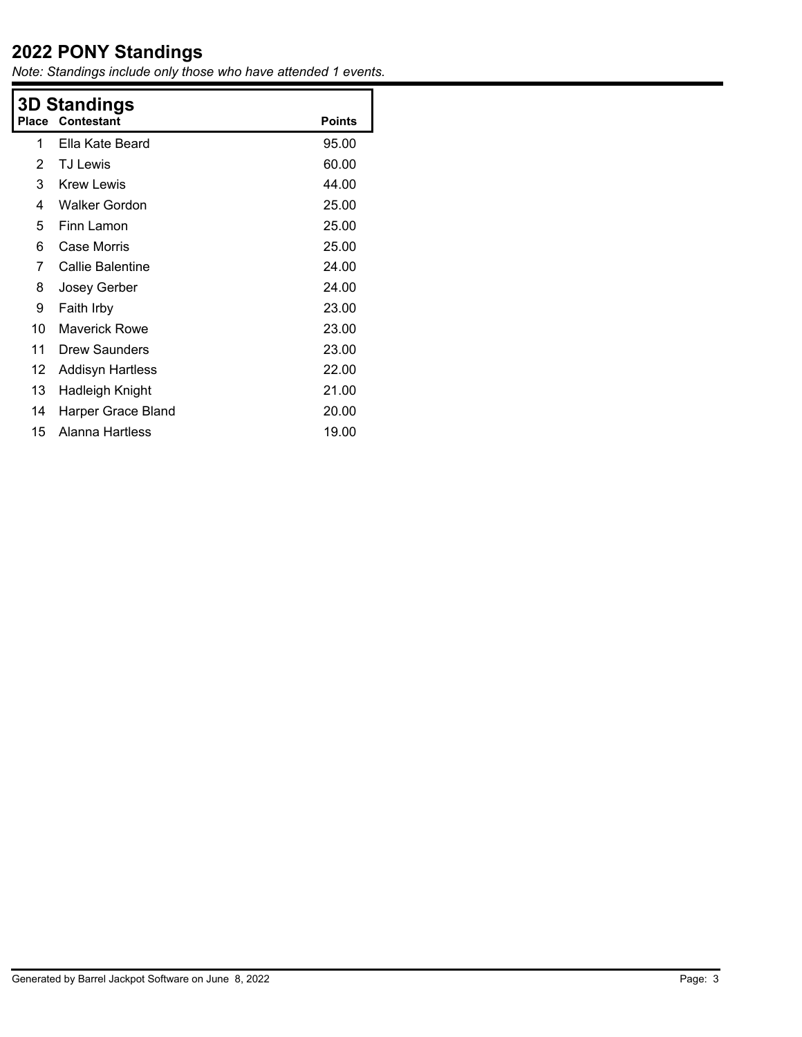# 2022 PONY Standings

*Note: Standings include only those who have attended 1 events.*

## 3D Standings

| Place | Contestant | Points |
|---|---|---|
| 1 | Ella Kate Beard | 95.00 |
| 2 | TJ Lewis | 60.00 |
| 3 | Krew Lewis | 44.00 |
| 4 | Walker Gordon | 25.00 |
| 5 | Finn Lamon | 25.00 |
| 6 | Case Morris | 25.00 |
| 7 | Callie Balentine | 24.00 |
| 8 | Josey Gerber | 24.00 |
| 9 | Faith Irby | 23.00 |
| 10 | Maverick Rowe | 23.00 |
| 11 | Drew Saunders | 23.00 |
| 12 | Addisyn Hartless | 22.00 |
| 13 | Hadleigh Knight | 21.00 |
| 14 | Harper Grace Bland | 20.00 |
| 15 | Alanna Hartless | 19.00 |

Generated by Barrel Jackpot Software on June 8, 2022